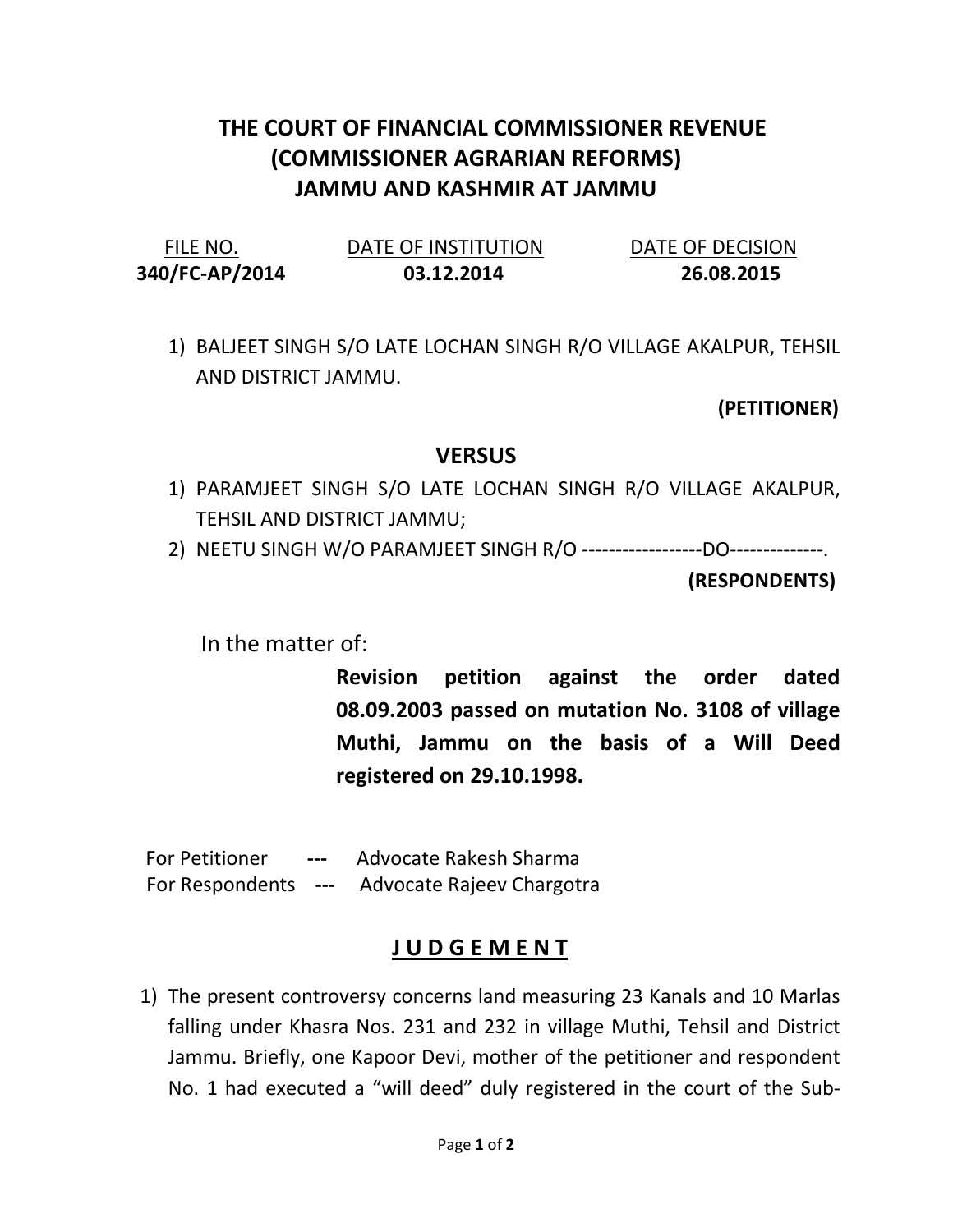# THE COURT OF FINANCIAL COMMISSIONER REVENUE (COMMISSIONER AGRARIAN REFORMS) JAMMU AND KASHMIR AT JAMMU

| FILE NO. | DATE OF INSTITUTION | DATE OF DECISION |
|---|---|---|
| **340/FC-AP/2014** | **03.12.2014** | **26.08.2015** |

1) BALJEET SINGH S/O LATE LOCHAN SINGH R/O VILLAGE AKALPUR, TEHSIL AND DISTRICT JAMMU.

**(PETITIONER)**

## VERSUS

1) PARAMJEET SINGH S/O LATE LOCHAN SINGH R/O VILLAGE AKALPUR, TEHSIL AND DISTRICT JAMMU;
2) NEETU SINGH W/O PARAMJEET SINGH R/O ------------------DO--------------.

**(RESPONDENTS)**

In the matter of:

**Revision petition against the order dated 08.09.2003 passed on mutation No. 3108 of village Muthi, Jammu on the basis of a Will Deed registered on 29.10.1998.**

For Petitioner --- Advocate Rakesh Sharma
For Respondents --- Advocate Rajeev Chargotra

## J U D G E M E N T

1) The present controversy concerns land measuring 23 Kanals and 10 Marlas falling under Khasra Nos. 231 and 232 in village Muthi, Tehsil and District Jammu. Briefly, one Kapoor Devi, mother of the petitioner and respondent No. 1 had executed a "will deed" duly registered in the court of the Sub-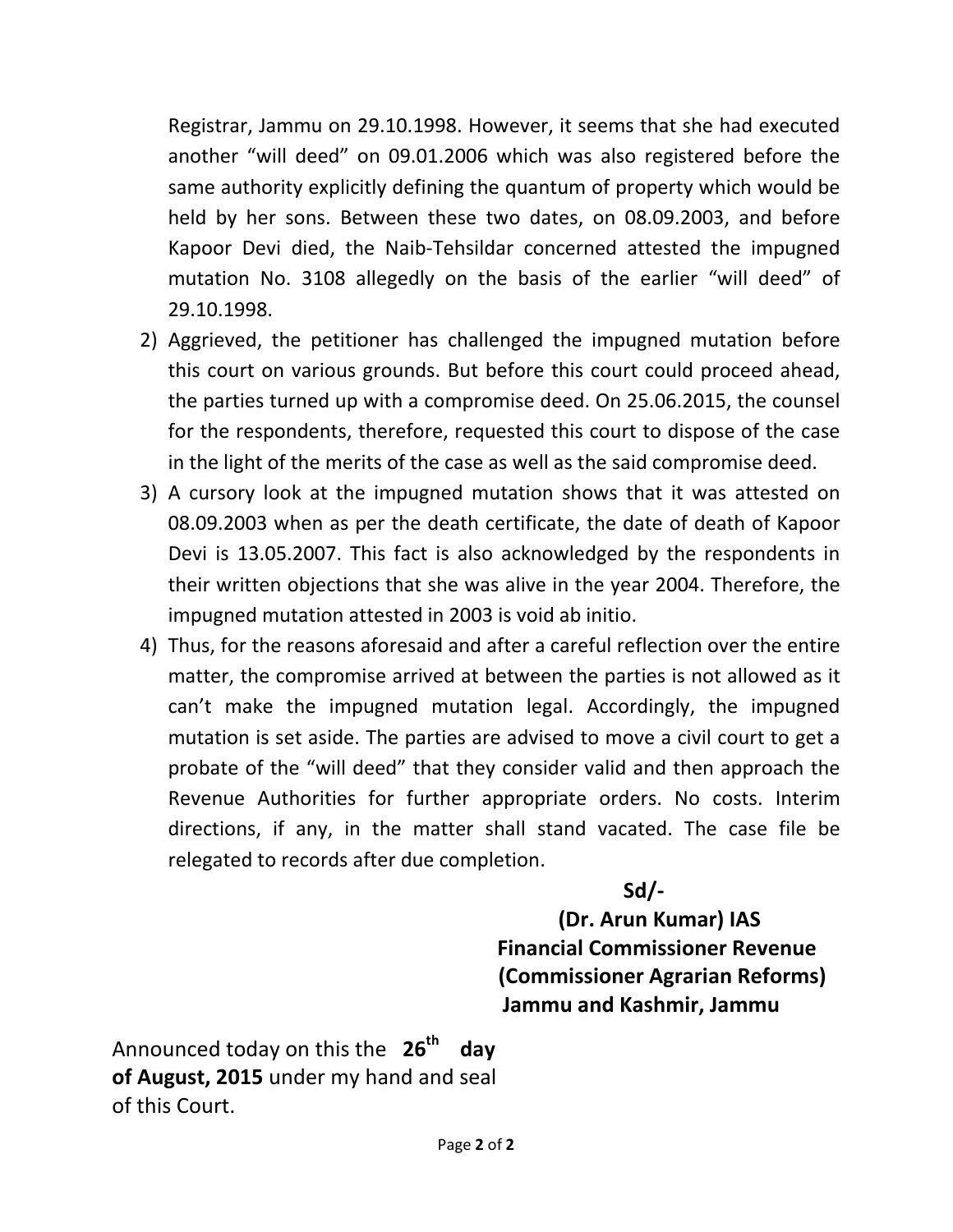Registrar, Jammu on 29.10.1998. However, it seems that she had executed another "will deed" on 09.01.2006 which was also registered before the same authority explicitly defining the quantum of property which would be held by her sons. Between these two dates, on 08.09.2003, and before Kapoor Devi died, the Naib-Tehsildar concerned attested the impugned mutation No. 3108 allegedly on the basis of the earlier "will deed" of 29.10.1998.

2) Aggrieved, the petitioner has challenged the impugned mutation before this court on various grounds. But before this court could proceed ahead, the parties turned up with a compromise deed. On 25.06.2015, the counsel for the respondents, therefore, requested this court to dispose of the case in the light of the merits of the case as well as the said compromise deed.
3) A cursory look at the impugned mutation shows that it was attested on 08.09.2003 when as per the death certificate, the date of death of Kapoor Devi is 13.05.2007. This fact is also acknowledged by the respondents in their written objections that she was alive in the year 2004. Therefore, the impugned mutation attested in 2003 is void ab initio.
4) Thus, for the reasons aforesaid and after a careful reflection over the entire matter, the compromise arrived at between the parties is not allowed as it can't make the impugned mutation legal. Accordingly, the impugned mutation is set aside. The parties are advised to move a civil court to get a probate of the "will deed" that they consider valid and then approach the Revenue Authorities for further appropriate orders. No costs. Interim directions, if any, in the matter shall stand vacated. The case file be relegated to records after due completion.

**Sd/-**

**(Dr. Arun Kumar) IAS**
**Financial Commissioner Revenue**
**(Commissioner Agrarian Reforms)**
**Jammu and Kashmir, Jammu**

Announced today on this the **26th day of August, 2015** under my hand and seal of this Court.